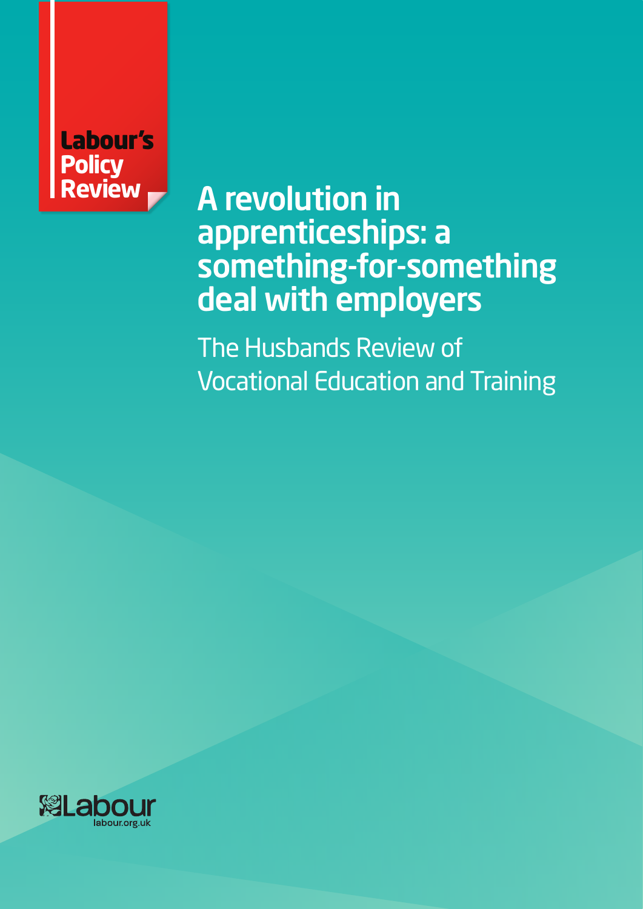Labour's Policy Review

# A revolution in apprenticeships: a something-for-something deal with employers

## The Husbands Review of Vocational Education and Training

Labour
labour.org.uk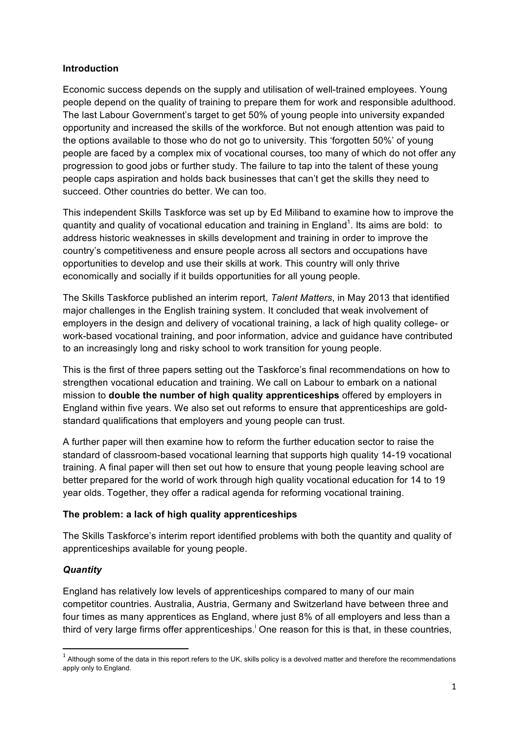**Introduction**

Economic success depends on the supply and utilisation of well-trained employees. Young people depend on the quality of training to prepare them for work and responsible adulthood. The last Labour Government's target to get 50% of young people into university expanded opportunity and increased the skills of the workforce. But not enough attention was paid to the options available to those who do not go to university. This 'forgotten 50%' of young people are faced by a complex mix of vocational courses, too many of which do not offer any progression to good jobs or further study. The failure to tap into the talent of these young people caps aspiration and holds back businesses that can't get the skills they need to succeed. Other countries do better. We can too.

This independent Skills Taskforce was set up by Ed Miliband to examine how to improve the quantity and quality of vocational education and training in England[1]. Its aims are bold: to address historic weaknesses in skills development and training in order to improve the country's competitiveness and ensure people across all sectors and occupations have opportunities to develop and use their skills at work. This country will only thrive economically and socially if it builds opportunities for all young people.

The Skills Taskforce published an interim report, *Talent Matters*, in May 2013 that identified major challenges in the English training system. It concluded that weak involvement of employers in the design and delivery of vocational training, a lack of high quality college- or work-based vocational training, and poor information, advice and guidance have contributed to an increasingly long and risky school to work transition for young people.

This is the first of three papers setting out the Taskforce's final recommendations on how to strengthen vocational education and training. We call on Labour to embark on a national mission to **double the number of high quality apprenticeships** offered by employers in England within five years. We also set out reforms to ensure that apprenticeships are gold-standard qualifications that employers and young people can trust.

A further paper will then examine how to reform the further education sector to raise the standard of classroom-based vocational learning that supports high quality 14-19 vocational training. A final paper will then set out how to ensure that young people leaving school are better prepared for the world of work through high quality vocational education for 14 to 19 year olds. Together, they offer a radical agenda for reforming vocational training.

**The problem: a lack of high quality apprenticeships**

The Skills Taskforce's interim report identified problems with both the quantity and quality of apprenticeships available for young people.

***Quantity***

England has relatively low levels of apprenticeships compared to many of our main competitor countries. Australia, Austria, Germany and Switzerland have between three and four times as many apprentices as England, where just 8% of all employers and less than a third of very large firms offer apprenticeships.[i] One reason for this is that, in these countries,

[1] Although some of the data in this report refers to the UK, skills policy is a devolved matter and therefore the recommendations apply only to England.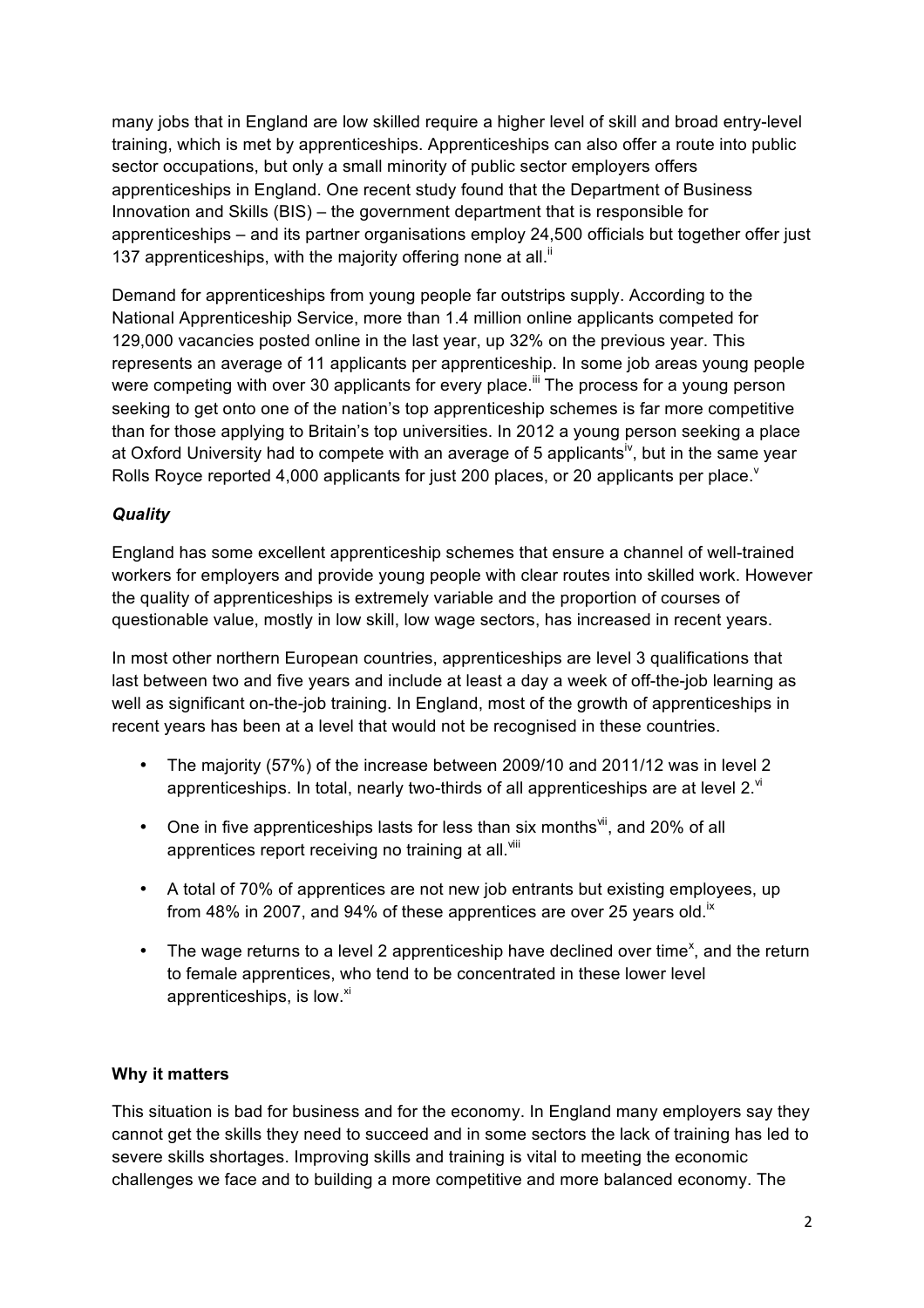many jobs that in England are low skilled require a higher level of skill and broad entry-level training, which is met by apprenticeships. Apprenticeships can also offer a route into public sector occupations, but only a small minority of public sector employers offers apprenticeships in England. One recent study found that the Department of Business Innovation and Skills (BIS) – the government department that is responsible for apprenticeships – and its partner organisations employ 24,500 officials but together offer just 137 apprenticeships, with the majority offering none at all.[ii]

Demand for apprenticeships from young people far outstrips supply. According to the National Apprenticeship Service, more than 1.4 million online applicants competed for 129,000 vacancies posted online in the last year, up 32% on the previous year. This represents an average of 11 applicants per apprenticeship. In some job areas young people were competing with over 30 applicants for every place.[iii] The process for a young person seeking to get onto one of the nation's top apprenticeship schemes is far more competitive than for those applying to Britain's top universities. In 2012 a young person seeking a place at Oxford University had to compete with an average of 5 applicants[iv], but in the same year Rolls Royce reported 4,000 applicants for just 200 places, or 20 applicants per place.[v]

### *Quality*

England has some excellent apprenticeship schemes that ensure a channel of well-trained workers for employers and provide young people with clear routes into skilled work. However the quality of apprenticeships is extremely variable and the proportion of courses of questionable value, mostly in low skill, low wage sectors, has increased in recent years.

In most other northern European countries, apprenticeships are level 3 qualifications that last between two and five years and include at least a day a week of off-the-job learning as well as significant on-the-job training. In England, most of the growth of apprenticeships in recent years has been at a level that would not be recognised in these countries.

- The majority (57%) of the increase between 2009/10 and 2011/12 was in level 2 apprenticeships. In total, nearly two-thirds of all apprenticeships are at level 2.[vi]
- One in five apprenticeships lasts for less than six months[vii], and 20% of all apprentices report receiving no training at all.[viii]
- A total of 70% of apprentices are not new job entrants but existing employees, up from 48% in 2007, and 94% of these apprentices are over 25 years old.[ix]
- The wage returns to a level 2 apprenticeship have declined over time[x], and the return to female apprentices, who tend to be concentrated in these lower level apprenticeships, is low.[xi]

### **Why it matters**

This situation is bad for business and for the economy. In England many employers say they cannot get the skills they need to succeed and in some sectors the lack of training has led to severe skills shortages. Improving skills and training is vital to meeting the economic challenges we face and to building a more competitive and more balanced economy. The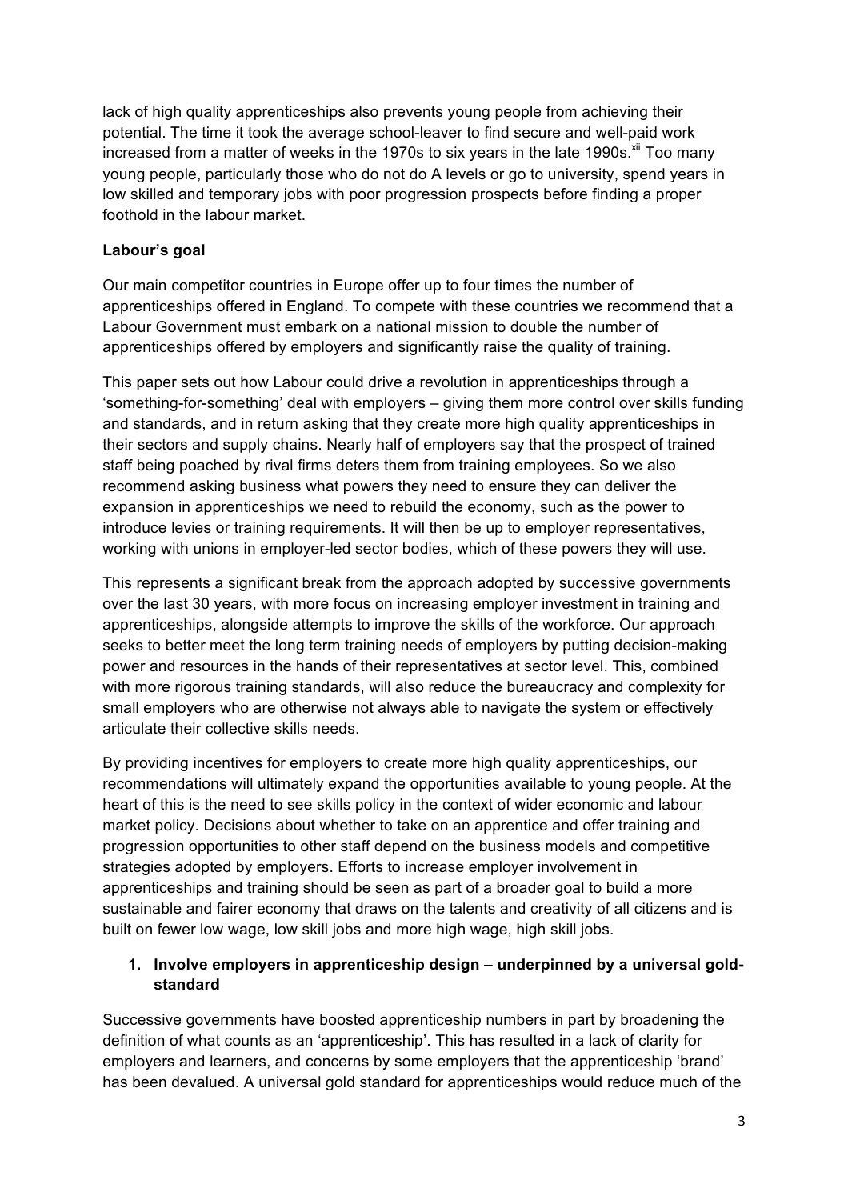lack of high quality apprenticeships also prevents young people from achieving their potential. The time it took the average school-leaver to find secure and well-paid work increased from a matter of weeks in the 1970s to six years in the late 1990s.[xii] Too many young people, particularly those who do not do A levels or go to university, spend years in low skilled and temporary jobs with poor progression prospects before finding a proper foothold in the labour market.

**Labour's goal**

Our main competitor countries in Europe offer up to four times the number of apprenticeships offered in England. To compete with these countries we recommend that a Labour Government must embark on a national mission to double the number of apprenticeships offered by employers and significantly raise the quality of training.

This paper sets out how Labour could drive a revolution in apprenticeships through a 'something-for-something' deal with employers – giving them more control over skills funding and standards, and in return asking that they create more high quality apprenticeships in their sectors and supply chains. Nearly half of employers say that the prospect of trained staff being poached by rival firms deters them from training employees. So we also recommend asking business what powers they need to ensure they can deliver the expansion in apprenticeships we need to rebuild the economy, such as the power to introduce levies or training requirements. It will then be up to employer representatives, working with unions in employer-led sector bodies, which of these powers they will use.

This represents a significant break from the approach adopted by successive governments over the last 30 years, with more focus on increasing employer investment in training and apprenticeships, alongside attempts to improve the skills of the workforce. Our approach seeks to better meet the long term training needs of employers by putting decision-making power and resources in the hands of their representatives at sector level. This, combined with more rigorous training standards, will also reduce the bureaucracy and complexity for small employers who are otherwise not always able to navigate the system or effectively articulate their collective skills needs.

By providing incentives for employers to create more high quality apprenticeships, our recommendations will ultimately expand the opportunities available to young people. At the heart of this is the need to see skills policy in the context of wider economic and labour market policy. Decisions about whether to take on an apprentice and offer training and progression opportunities to other staff depend on the business models and competitive strategies adopted by employers. Efforts to increase employer involvement in apprenticeships and training should be seen as part of a broader goal to build a more sustainable and fairer economy that draws on the talents and creativity of all citizens and is built on fewer low wage, low skill jobs and more high wage, high skill jobs.

1. **Involve employers in apprenticeship design – underpinned by a universal gold-standard**

Successive governments have boosted apprenticeship numbers in part by broadening the definition of what counts as an 'apprenticeship'. This has resulted in a lack of clarity for employers and learners, and concerns by some employers that the apprenticeship 'brand' has been devalued. A universal gold standard for apprenticeships would reduce much of the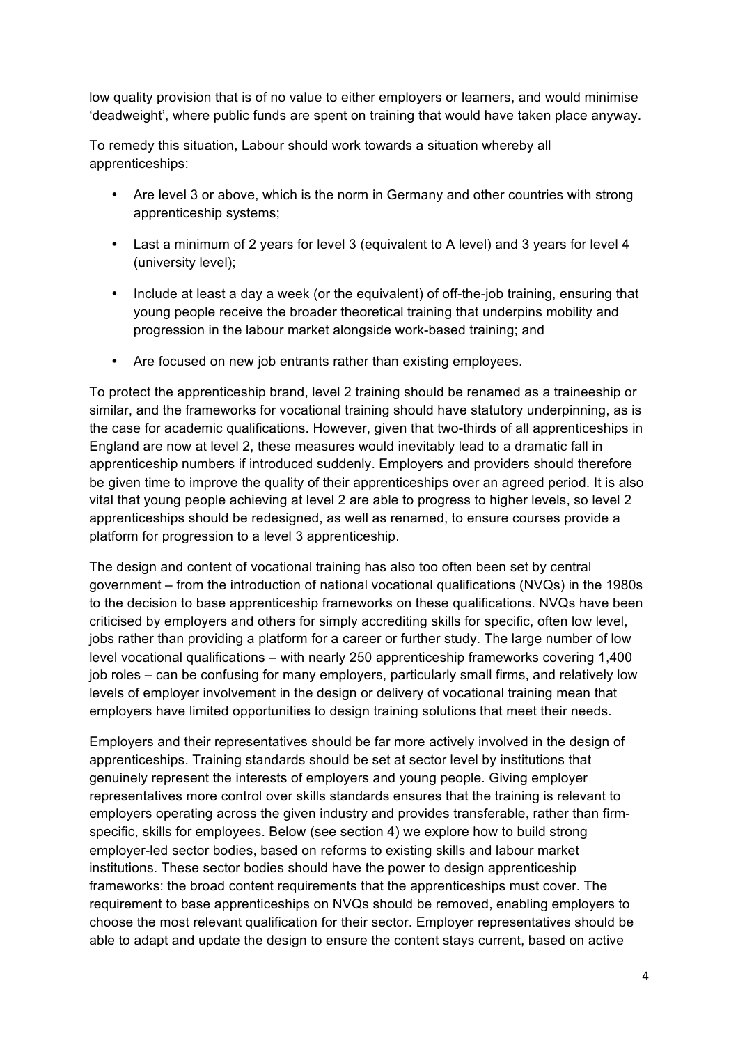low quality provision that is of no value to either employers or learners, and would minimise 'deadweight', where public funds are spent on training that would have taken place anyway.

To remedy this situation, Labour should work towards a situation whereby all apprenticeships:

- Are level 3 or above, which is the norm in Germany and other countries with strong apprenticeship systems;
- Last a minimum of 2 years for level 3 (equivalent to A level) and 3 years for level 4 (university level);
- Include at least a day a week (or the equivalent) of off-the-job training, ensuring that young people receive the broader theoretical training that underpins mobility and progression in the labour market alongside work-based training; and
- Are focused on new job entrants rather than existing employees.

To protect the apprenticeship brand, level 2 training should be renamed as a traineeship or similar, and the frameworks for vocational training should have statutory underpinning, as is the case for academic qualifications. However, given that two-thirds of all apprenticeships in England are now at level 2, these measures would inevitably lead to a dramatic fall in apprenticeship numbers if introduced suddenly. Employers and providers should therefore be given time to improve the quality of their apprenticeships over an agreed period. It is also vital that young people achieving at level 2 are able to progress to higher levels, so level 2 apprenticeships should be redesigned, as well as renamed, to ensure courses provide a platform for progression to a level 3 apprenticeship.

The design and content of vocational training has also too often been set by central government – from the introduction of national vocational qualifications (NVQs) in the 1980s to the decision to base apprenticeship frameworks on these qualifications. NVQs have been criticised by employers and others for simply accrediting skills for specific, often low level, jobs rather than providing a platform for a career or further study. The large number of low level vocational qualifications – with nearly 250 apprenticeship frameworks covering 1,400 job roles – can be confusing for many employers, particularly small firms, and relatively low levels of employer involvement in the design or delivery of vocational training mean that employers have limited opportunities to design training solutions that meet their needs.

Employers and their representatives should be far more actively involved in the design of apprenticeships. Training standards should be set at sector level by institutions that genuinely represent the interests of employers and young people. Giving employer representatives more control over skills standards ensures that the training is relevant to employers operating across the given industry and provides transferable, rather than firm-specific, skills for employees. Below (see section 4) we explore how to build strong employer-led sector bodies, based on reforms to existing skills and labour market institutions. These sector bodies should have the power to design apprenticeship frameworks: the broad content requirements that the apprenticeships must cover. The requirement to base apprenticeships on NVQs should be removed, enabling employers to choose the most relevant qualification for their sector. Employer representatives should be able to adapt and update the design to ensure the content stays current, based on active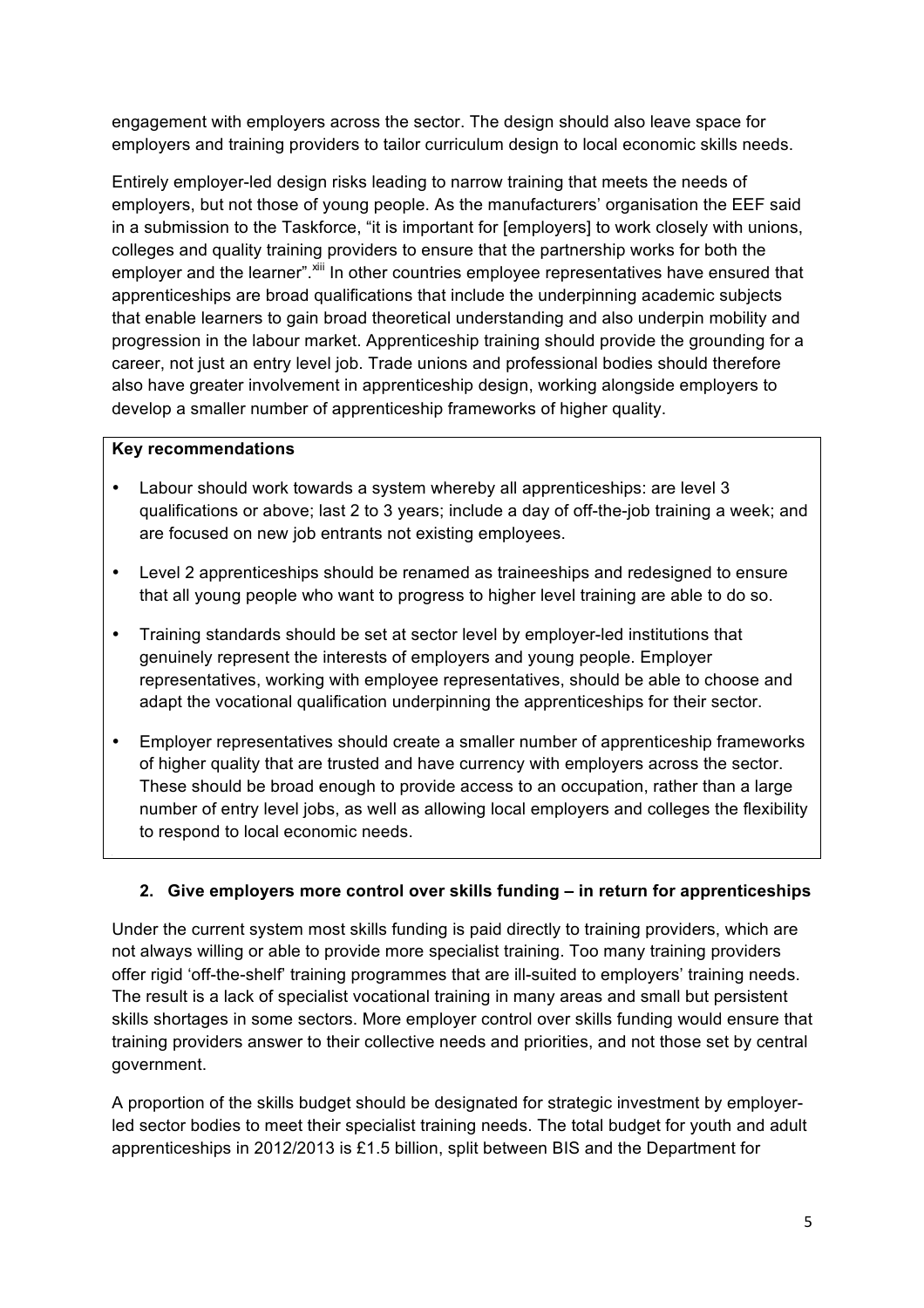engagement with employers across the sector. The design should also leave space for employers and training providers to tailor curriculum design to local economic skills needs.

Entirely employer-led design risks leading to narrow training that meets the needs of employers, but not those of young people. As the manufacturers' organisation the EEF said in a submission to the Taskforce, "it is important for [employers] to work closely with unions, colleges and quality training providers to ensure that the partnership works for both the employer and the learner".[xiii] In other countries employee representatives have ensured that apprenticeships are broad qualifications that include the underpinning academic subjects that enable learners to gain broad theoretical understanding and also underpin mobility and progression in the labour market. Apprenticeship training should provide the grounding for a career, not just an entry level job. Trade unions and professional bodies should therefore also have greater involvement in apprenticeship design, working alongside employers to develop a smaller number of apprenticeship frameworks of higher quality.

**Key recommendations**

- Labour should work towards a system whereby all apprenticeships: are level 3 qualifications or above; last 2 to 3 years; include a day of off-the-job training a week; and are focused on new job entrants not existing employees.
- Level 2 apprenticeships should be renamed as traineeships and redesigned to ensure that all young people who want to progress to higher level training are able to do so.
- Training standards should be set at sector level by employer-led institutions that genuinely represent the interests of employers and young people. Employer representatives, working with employee representatives, should be able to choose and adapt the vocational qualification underpinning the apprenticeships for their sector.
- Employer representatives should create a smaller number of apprenticeship frameworks of higher quality that are trusted and have currency with employers across the sector. These should be broad enough to provide access to an occupation, rather than a large number of entry level jobs, as well as allowing local employers and colleges the flexibility to respond to local economic needs.

## 2. Give employers more control over skills funding – in return for apprenticeships

Under the current system most skills funding is paid directly to training providers, which are not always willing or able to provide more specialist training. Too many training providers offer rigid 'off-the-shelf' training programmes that are ill-suited to employers' training needs. The result is a lack of specialist vocational training in many areas and small but persistent skills shortages in some sectors. More employer control over skills funding would ensure that training providers answer to their collective needs and priorities, and not those set by central government.

A proportion of the skills budget should be designated for strategic investment by employer-led sector bodies to meet their specialist training needs. The total budget for youth and adult apprenticeships in 2012/2013 is £1.5 billion, split between BIS and the Department for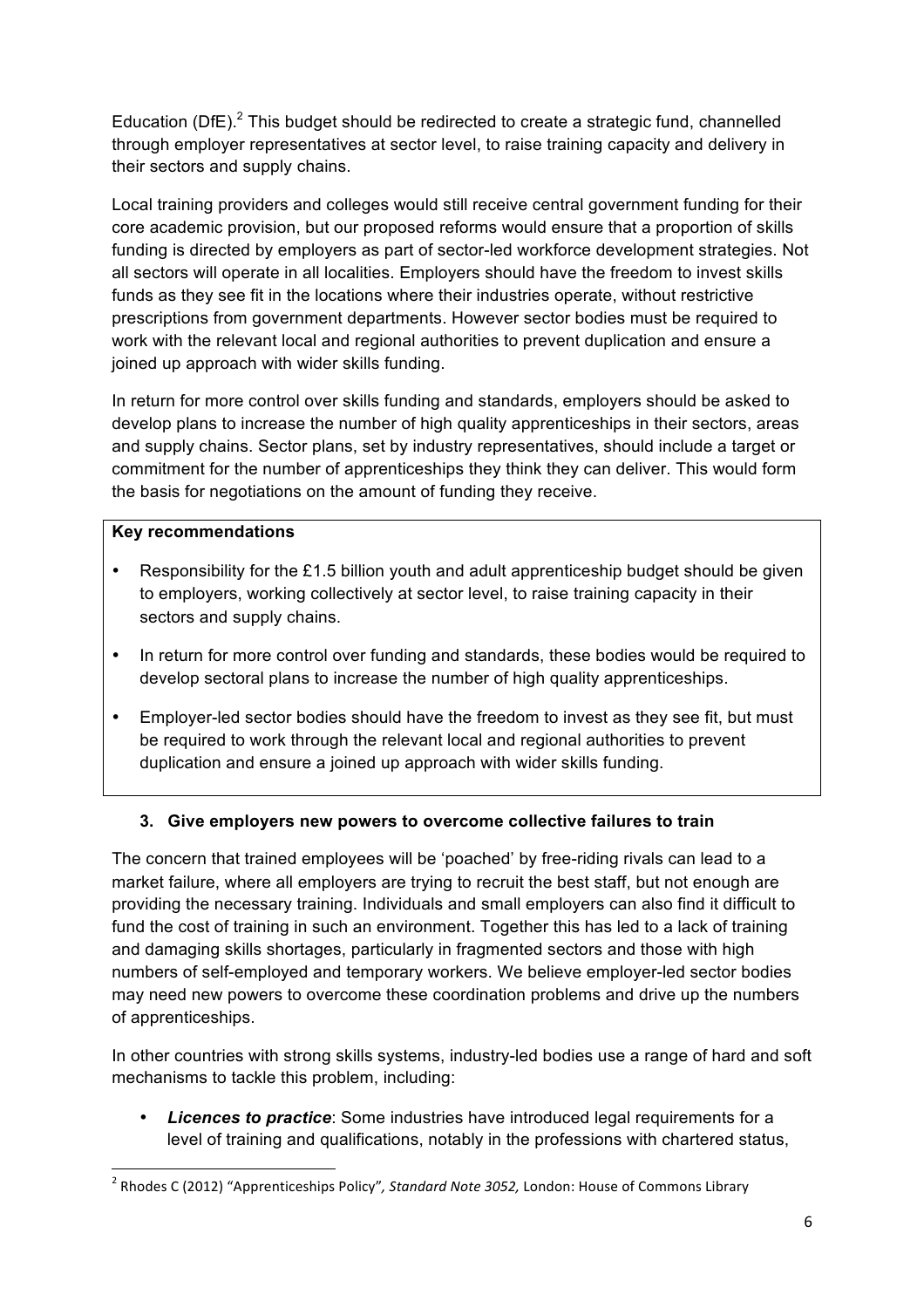Education (DfE).[2] This budget should be redirected to create a strategic fund, channelled through employer representatives at sector level, to raise training capacity and delivery in their sectors and supply chains.

Local training providers and colleges would still receive central government funding for their core academic provision, but our proposed reforms would ensure that a proportion of skills funding is directed by employers as part of sector-led workforce development strategies. Not all sectors will operate in all localities. Employers should have the freedom to invest skills funds as they see fit in the locations where their industries operate, without restrictive prescriptions from government departments. However sector bodies must be required to work with the relevant local and regional authorities to prevent duplication and ensure a joined up approach with wider skills funding.

In return for more control over skills funding and standards, employers should be asked to develop plans to increase the number of high quality apprenticeships in their sectors, areas and supply chains. Sector plans, set by industry representatives, should include a target or commitment for the number of apprenticeships they think they can deliver. This would form the basis for negotiations on the amount of funding they receive.

**Key recommendations**

- Responsibility for the £1.5 billion youth and adult apprenticeship budget should be given to employers, working collectively at sector level, to raise training capacity in their sectors and supply chains.
- In return for more control over funding and standards, these bodies would be required to develop sectoral plans to increase the number of high quality apprenticeships.
- Employer-led sector bodies should have the freedom to invest as they see fit, but must be required to work through the relevant local and regional authorities to prevent duplication and ensure a joined up approach with wider skills funding.

### 3. Give employers new powers to overcome collective failures to train

The concern that trained employees will be 'poached' by free-riding rivals can lead to a market failure, where all employers are trying to recruit the best staff, but not enough are providing the necessary training. Individuals and small employers can also find it difficult to fund the cost of training in such an environment. Together this has led to a lack of training and damaging skills shortages, particularly in fragmented sectors and those with high numbers of self-employed and temporary workers. We believe employer-led sector bodies may need new powers to overcome these coordination problems and drive up the numbers of apprenticeships.

In other countries with strong skills systems, industry-led bodies use a range of hard and soft mechanisms to tackle this problem, including:

- ***Licences to practice***: Some industries have introduced legal requirements for a level of training and qualifications, notably in the professions with chartered status,

[2] Rhodes C (2012) "Apprenticeships Policy", *Standard Note 3052,* London: House of Commons Library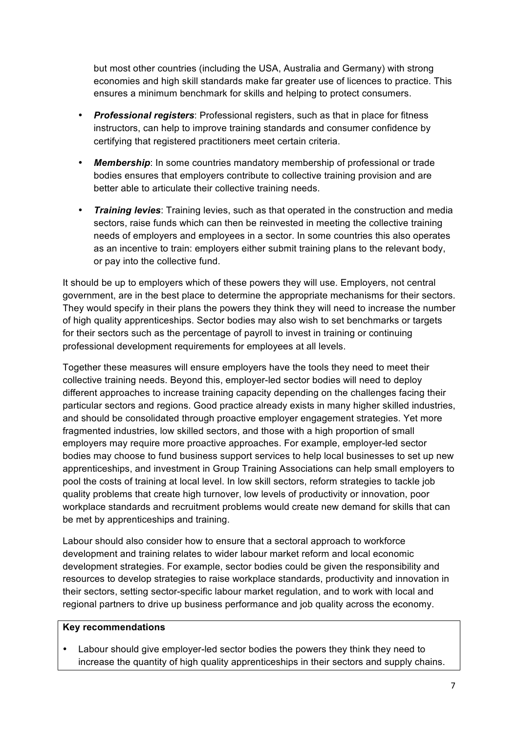but most other countries (including the USA, Australia and Germany) with strong economies and high skill standards make far greater use of licences to practice. This ensures a minimum benchmark for skills and helping to protect consumers.

- ***Professional registers***: Professional registers, such as that in place for fitness instructors, can help to improve training standards and consumer confidence by certifying that registered practitioners meet certain criteria.
- ***Membership***: In some countries mandatory membership of professional or trade bodies ensures that employers contribute to collective training provision and are better able to articulate their collective training needs.
- ***Training levies***: Training levies, such as that operated in the construction and media sectors, raise funds which can then be reinvested in meeting the collective training needs of employers and employees in a sector. In some countries this also operates as an incentive to train: employers either submit training plans to the relevant body, or pay into the collective fund.

It should be up to employers which of these powers they will use. Employers, not central government, are in the best place to determine the appropriate mechanisms for their sectors. They would specify in their plans the powers they think they will need to increase the number of high quality apprenticeships. Sector bodies may also wish to set benchmarks or targets for their sectors such as the percentage of payroll to invest in training or continuing professional development requirements for employees at all levels.

Together these measures will ensure employers have the tools they need to meet their collective training needs. Beyond this, employer-led sector bodies will need to deploy different approaches to increase training capacity depending on the challenges facing their particular sectors and regions. Good practice already exists in many higher skilled industries, and should be consolidated through proactive employer engagement strategies. Yet more fragmented industries, low skilled sectors, and those with a high proportion of small employers may require more proactive approaches. For example, employer-led sector bodies may choose to fund business support services to help local businesses to set up new apprenticeships, and investment in Group Training Associations can help small employers to pool the costs of training at local level. In low skill sectors, reform strategies to tackle job quality problems that create high turnover, low levels of productivity or innovation, poor workplace standards and recruitment problems would create new demand for skills that can be met by apprenticeships and training.

Labour should also consider how to ensure that a sectoral approach to workforce development and training relates to wider labour market reform and local economic development strategies. For example, sector bodies could be given the responsibility and resources to develop strategies to raise workplace standards, productivity and innovation in their sectors, setting sector-specific labour market regulation, and to work with local and regional partners to drive up business performance and job quality across the economy.

**Key recommendations**

- Labour should give employer-led sector bodies the powers they think they need to increase the quantity of high quality apprenticeships in their sectors and supply chains.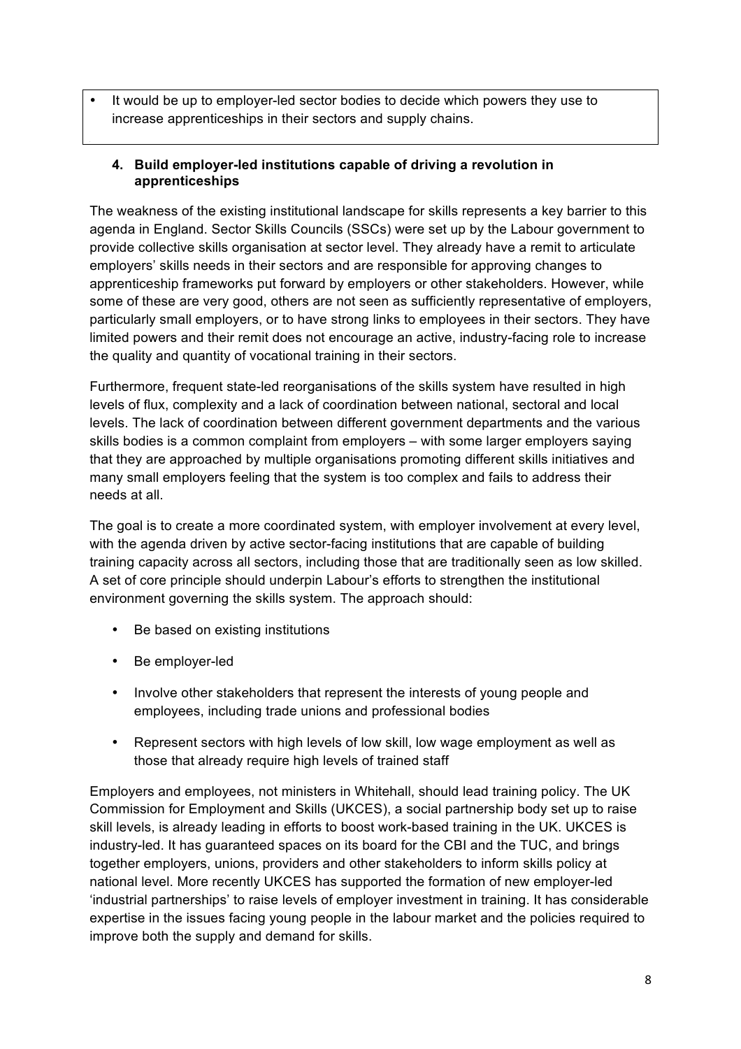- It would be up to employer-led sector bodies to decide which powers they use to increase apprenticeships in their sectors and supply chains.

#### 4. Build employer-led institutions capable of driving a revolution in apprenticeships

The weakness of the existing institutional landscape for skills represents a key barrier to this agenda in England. Sector Skills Councils (SSCs) were set up by the Labour government to provide collective skills organisation at sector level. They already have a remit to articulate employers' skills needs in their sectors and are responsible for approving changes to apprenticeship frameworks put forward by employers or other stakeholders. However, while some of these are very good, others are not seen as sufficiently representative of employers, particularly small employers, or to have strong links to employees in their sectors. They have limited powers and their remit does not encourage an active, industry-facing role to increase the quality and quantity of vocational training in their sectors.

Furthermore, frequent state-led reorganisations of the skills system have resulted in high levels of flux, complexity and a lack of coordination between national, sectoral and local levels. The lack of coordination between different government departments and the various skills bodies is a common complaint from employers – with some larger employers saying that they are approached by multiple organisations promoting different skills initiatives and many small employers feeling that the system is too complex and fails to address their needs at all.

The goal is to create a more coordinated system, with employer involvement at every level, with the agenda driven by active sector-facing institutions that are capable of building training capacity across all sectors, including those that are traditionally seen as low skilled. A set of core principle should underpin Labour's efforts to strengthen the institutional environment governing the skills system. The approach should:

- Be based on existing institutions
- Be employer-led
- Involve other stakeholders that represent the interests of young people and employees, including trade unions and professional bodies
- Represent sectors with high levels of low skill, low wage employment as well as those that already require high levels of trained staff

Employers and employees, not ministers in Whitehall, should lead training policy. The UK Commission for Employment and Skills (UKCES), a social partnership body set up to raise skill levels, is already leading in efforts to boost work-based training in the UK. UKCES is industry-led. It has guaranteed spaces on its board for the CBI and the TUC, and brings together employers, unions, providers and other stakeholders to inform skills policy at national level. More recently UKCES has supported the formation of new employer-led 'industrial partnerships' to raise levels of employer investment in training. It has considerable expertise in the issues facing young people in the labour market and the policies required to improve both the supply and demand for skills.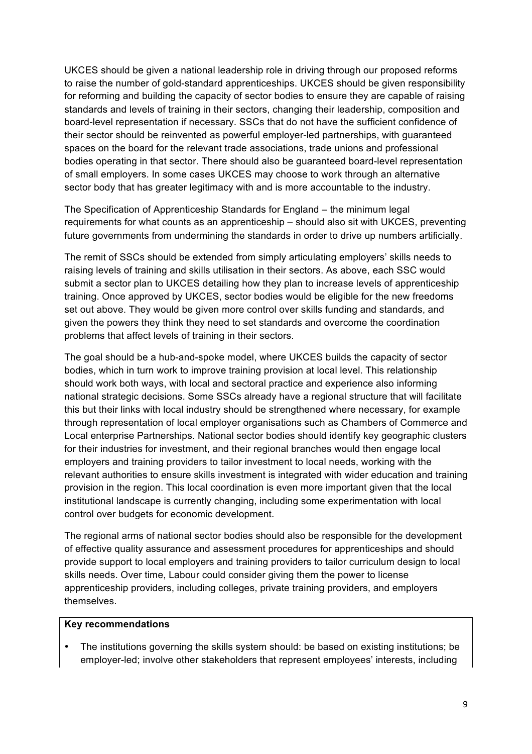UKCES should be given a national leadership role in driving through our proposed reforms to raise the number of gold-standard apprenticeships. UKCES should be given responsibility for reforming and building the capacity of sector bodies to ensure they are capable of raising standards and levels of training in their sectors, changing their leadership, composition and board-level representation if necessary. SSCs that do not have the sufficient confidence of their sector should be reinvented as powerful employer-led partnerships, with guaranteed spaces on the board for the relevant trade associations, trade unions and professional bodies operating in that sector. There should also be guaranteed board-level representation of small employers. In some cases UKCES may choose to work through an alternative sector body that has greater legitimacy with and is more accountable to the industry.

The Specification of Apprenticeship Standards for England – the minimum legal requirements for what counts as an apprenticeship – should also sit with UKCES, preventing future governments from undermining the standards in order to drive up numbers artificially.

The remit of SSCs should be extended from simply articulating employers' skills needs to raising levels of training and skills utilisation in their sectors. As above, each SSC would submit a sector plan to UKCES detailing how they plan to increase levels of apprenticeship training. Once approved by UKCES, sector bodies would be eligible for the new freedoms set out above. They would be given more control over skills funding and standards, and given the powers they think they need to set standards and overcome the coordination problems that affect levels of training in their sectors.

The goal should be a hub-and-spoke model, where UKCES builds the capacity of sector bodies, which in turn work to improve training provision at local level. This relationship should work both ways, with local and sectoral practice and experience also informing national strategic decisions. Some SSCs already have a regional structure that will facilitate this but their links with local industry should be strengthened where necessary, for example through representation of local employer organisations such as Chambers of Commerce and Local enterprise Partnerships. National sector bodies should identify key geographic clusters for their industries for investment, and their regional branches would then engage local employers and training providers to tailor investment to local needs, working with the relevant authorities to ensure skills investment is integrated with wider education and training provision in the region. This local coordination is even more important given that the local institutional landscape is currently changing, including some experimentation with local control over budgets for economic development.

The regional arms of national sector bodies should also be responsible for the development of effective quality assurance and assessment procedures for apprenticeships and should provide support to local employers and training providers to tailor curriculum design to local skills needs. Over time, Labour could consider giving them the power to license apprenticeship providers, including colleges, private training providers, and employers themselves.

**Key recommendations**

- The institutions governing the skills system should: be based on existing institutions; be employer-led; involve other stakeholders that represent employees' interests, including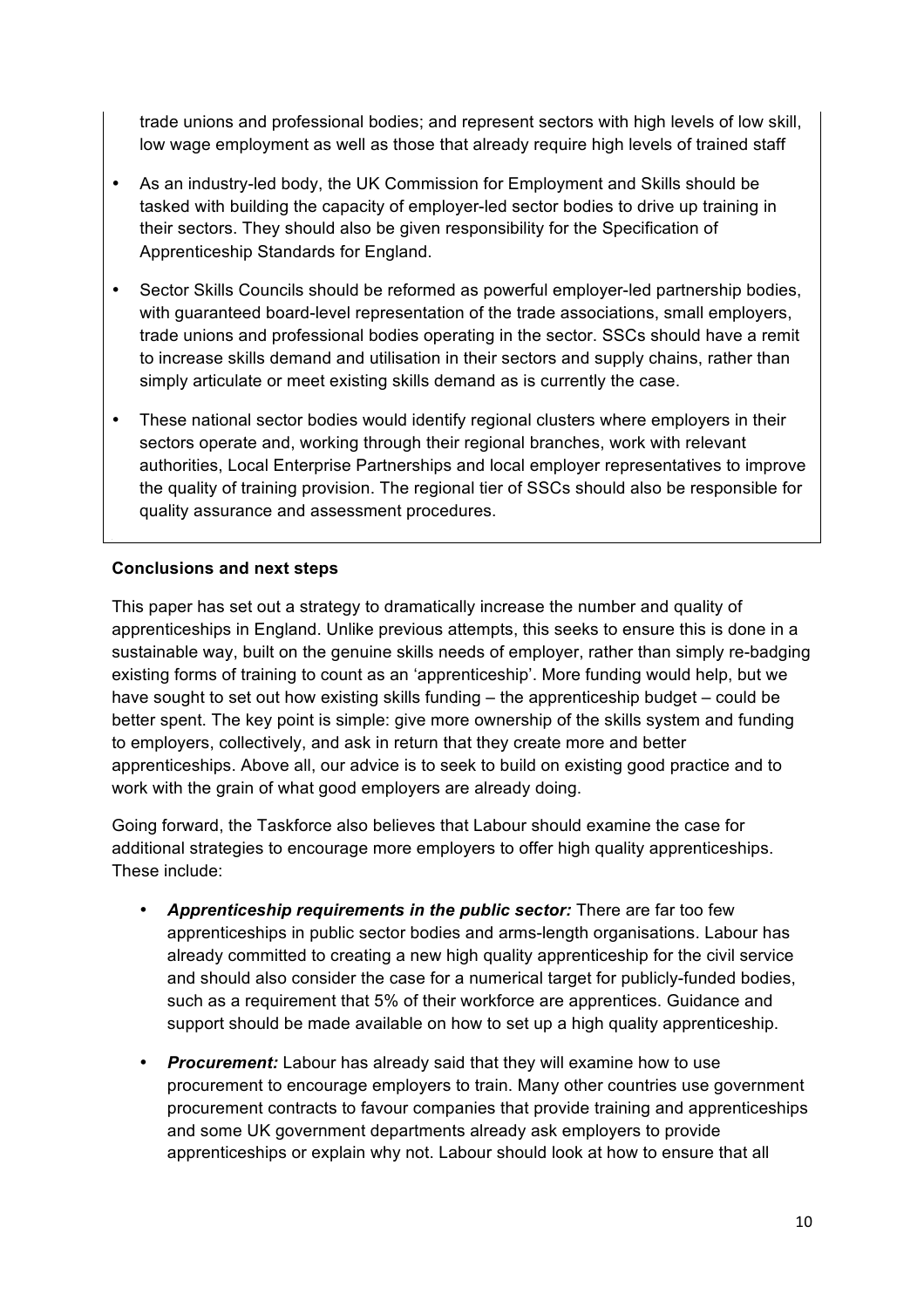trade unions and professional bodies; and represent sectors with high levels of low skill, low wage employment as well as those that already require high levels of trained staff

- As an industry-led body, the UK Commission for Employment and Skills should be tasked with building the capacity of employer-led sector bodies to drive up training in their sectors. They should also be given responsibility for the Specification of Apprenticeship Standards for England.
- Sector Skills Councils should be reformed as powerful employer-led partnership bodies, with guaranteed board-level representation of the trade associations, small employers, trade unions and professional bodies operating in the sector. SSCs should have a remit to increase skills demand and utilisation in their sectors and supply chains, rather than simply articulate or meet existing skills demand as is currently the case.
- These national sector bodies would identify regional clusters where employers in their sectors operate and, working through their regional branches, work with relevant authorities, Local Enterprise Partnerships and local employer representatives to improve the quality of training provision. The regional tier of SSCs should also be responsible for quality assurance and assessment procedures.

**Conclusions and next steps**

This paper has set out a strategy to dramatically increase the number and quality of apprenticeships in England. Unlike previous attempts, this seeks to ensure this is done in a sustainable way, built on the genuine skills needs of employer, rather than simply re-badging existing forms of training to count as an 'apprenticeship'. More funding would help, but we have sought to set out how existing skills funding – the apprenticeship budget – could be better spent. The key point is simple: give more ownership of the skills system and funding to employers, collectively, and ask in return that they create more and better apprenticeships. Above all, our advice is to seek to build on existing good practice and to work with the grain of what good employers are already doing.

Going forward, the Taskforce also believes that Labour should examine the case for additional strategies to encourage more employers to offer high quality apprenticeships. These include:

- ***Apprenticeship requirements in the public sector:*** There are far too few apprenticeships in public sector bodies and arms-length organisations. Labour has already committed to creating a new high quality apprenticeship for the civil service and should also consider the case for a numerical target for publicly-funded bodies, such as a requirement that 5% of their workforce are apprentices. Guidance and support should be made available on how to set up a high quality apprenticeship.
- ***Procurement:*** Labour has already said that they will examine how to use procurement to encourage employers to train. Many other countries use government procurement contracts to favour companies that provide training and apprenticeships and some UK government departments already ask employers to provide apprenticeships or explain why not. Labour should look at how to ensure that all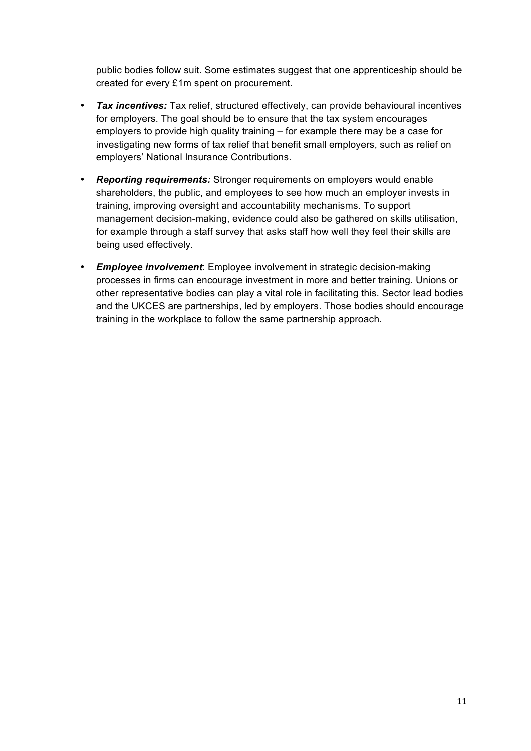public bodies follow suit. Some estimates suggest that one apprenticeship should be created for every £1m spent on procurement.

- ***Tax incentives:*** Tax relief, structured effectively, can provide behavioural incentives for employers. The goal should be to ensure that the tax system encourages employers to provide high quality training – for example there may be a case for investigating new forms of tax relief that benefit small employers, such as relief on employers' National Insurance Contributions.
- ***Reporting requirements:*** Stronger requirements on employers would enable shareholders, the public, and employees to see how much an employer invests in training, improving oversight and accountability mechanisms. To support management decision-making, evidence could also be gathered on skills utilisation, for example through a staff survey that asks staff how well they feel their skills are being used effectively.
- ***Employee involvement***: Employee involvement in strategic decision-making processes in firms can encourage investment in more and better training. Unions or other representative bodies can play a vital role in facilitating this. Sector lead bodies and the UKCES are partnerships, led by employers. Those bodies should encourage training in the workplace to follow the same partnership approach.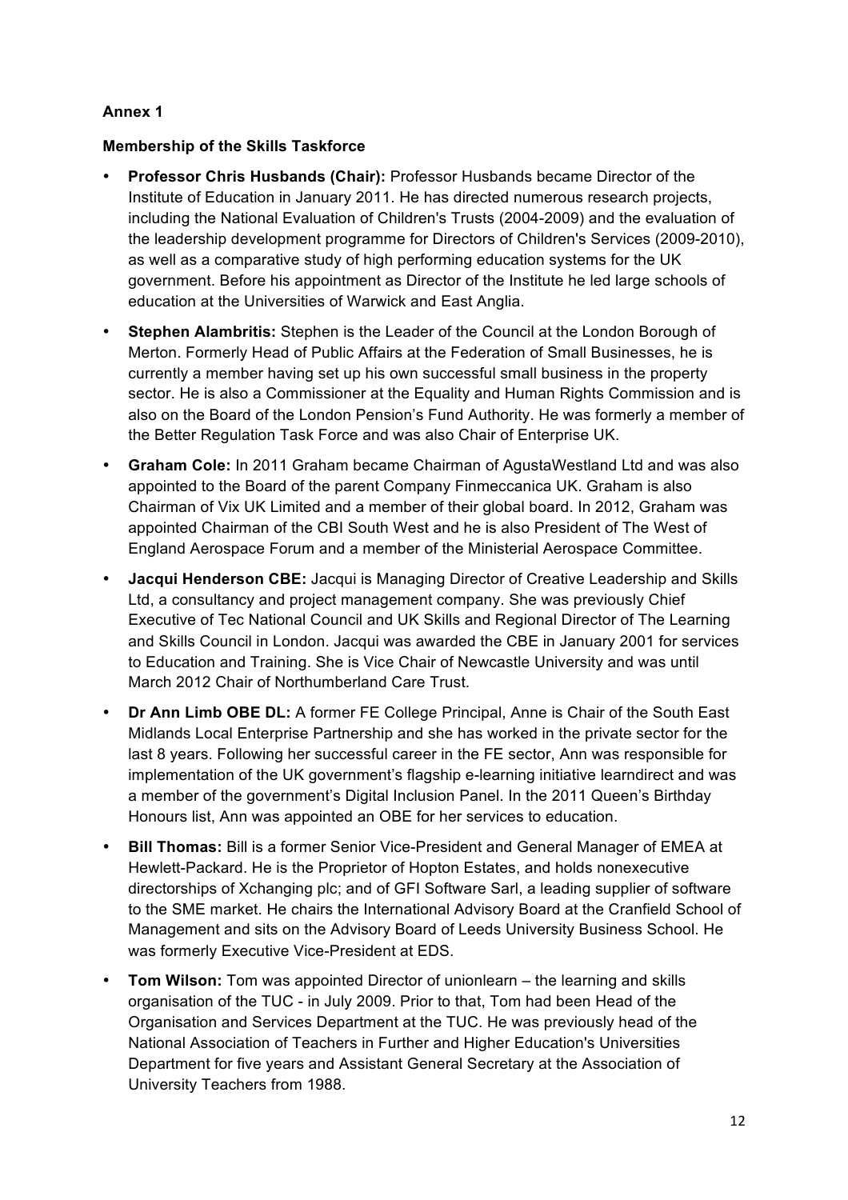**Annex 1**

**Membership of the Skills Taskforce**

- **Professor Chris Husbands (Chair):** Professor Husbands became Director of the Institute of Education in January 2011. He has directed numerous research projects, including the National Evaluation of Children's Trusts (2004-2009) and the evaluation of the leadership development programme for Directors of Children's Services (2009-2010), as well as a comparative study of high performing education systems for the UK government. Before his appointment as Director of the Institute he led large schools of education at the Universities of Warwick and East Anglia.
- **Stephen Alambritis:** Stephen is the Leader of the Council at the London Borough of Merton. Formerly Head of Public Affairs at the Federation of Small Businesses, he is currently a member having set up his own successful small business in the property sector. He is also a Commissioner at the Equality and Human Rights Commission and is also on the Board of the London Pension's Fund Authority. He was formerly a member of the Better Regulation Task Force and was also Chair of Enterprise UK.
- **Graham Cole:** In 2011 Graham became Chairman of AgustaWestland Ltd and was also appointed to the Board of the parent Company Finmeccanica UK. Graham is also Chairman of Vix UK Limited and a member of their global board. In 2012, Graham was appointed Chairman of the CBI South West and he is also President of The West of England Aerospace Forum and a member of the Ministerial Aerospace Committee.
- **Jacqui Henderson CBE:** Jacqui is Managing Director of Creative Leadership and Skills Ltd, a consultancy and project management company. She was previously Chief Executive of Tec National Council and UK Skills and Regional Director of The Learning and Skills Council in London. Jacqui was awarded the CBE in January 2001 for services to Education and Training. She is Vice Chair of Newcastle University and was until March 2012 Chair of Northumberland Care Trust.
- **Dr Ann Limb OBE DL:** A former FE College Principal, Anne is Chair of the South East Midlands Local Enterprise Partnership and she has worked in the private sector for the last 8 years. Following her successful career in the FE sector, Ann was responsible for implementation of the UK government's flagship e-learning initiative learndirect and was a member of the government's Digital Inclusion Panel. In the 2011 Queen's Birthday Honours list, Ann was appointed an OBE for her services to education.
- **Bill Thomas:** Bill is a former Senior Vice-President and General Manager of EMEA at Hewlett-Packard. He is the Proprietor of Hopton Estates, and holds nonexecutive directorships of Xchanging plc; and of GFI Software Sarl, a leading supplier of software to the SME market. He chairs the International Advisory Board at the Cranfield School of Management and sits on the Advisory Board of Leeds University Business School. He was formerly Executive Vice-President at EDS.
- **Tom Wilson:** Tom was appointed Director of unionlearn – the learning and skills organisation of the TUC - in July 2009. Prior to that, Tom had been Head of the Organisation and Services Department at the TUC. He was previously head of the National Association of Teachers in Further and Higher Education's Universities Department for five years and Assistant General Secretary at the Association of University Teachers from 1988.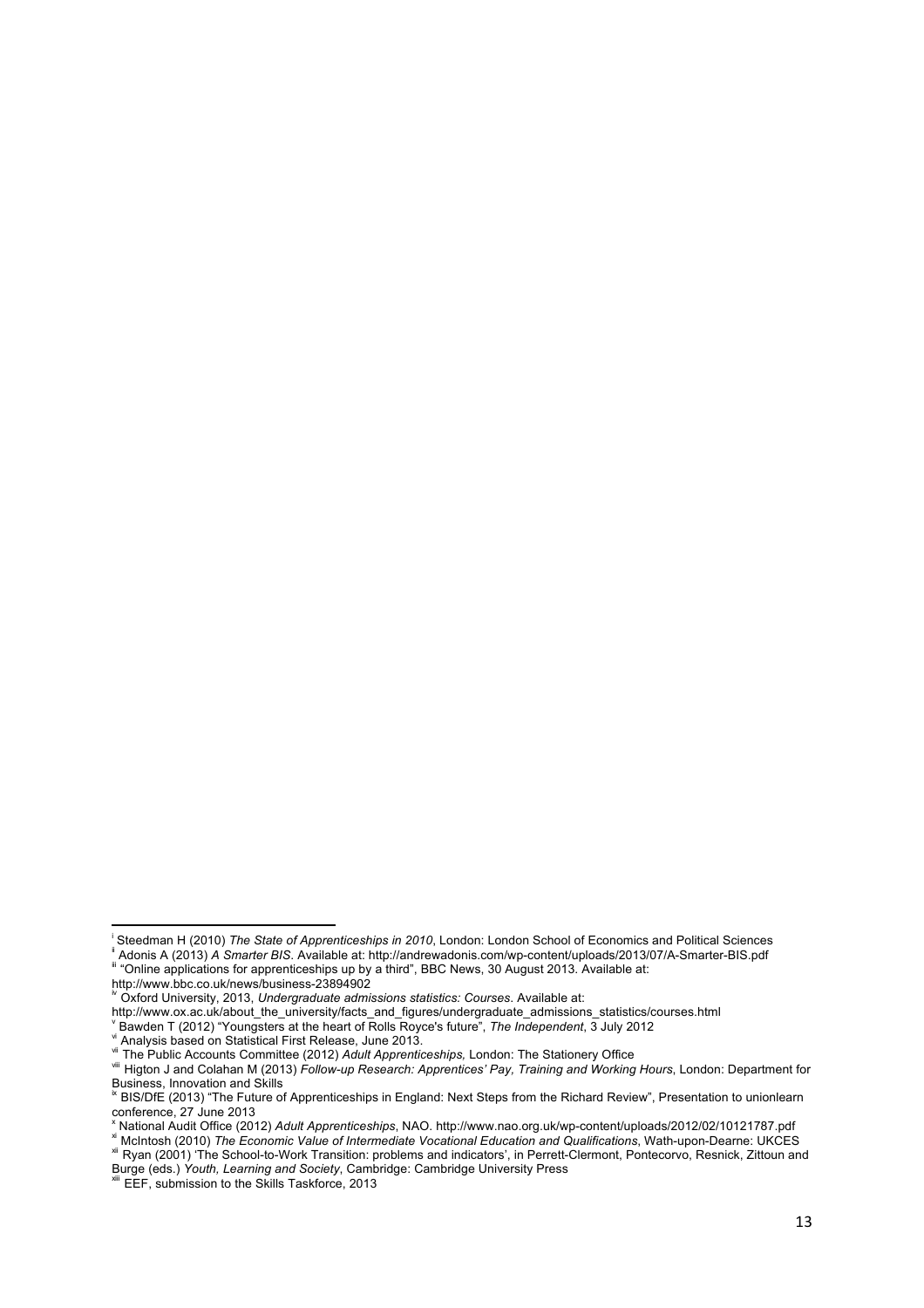[i] Steedman H (2010) *The State of Apprenticeships in 2010*, London: London School of Economics and Political Sciences

[ii] Adonis A (2013) *A Smarter BIS*. Available at: http://andrewadonis.com/wp-content/uploads/2013/07/A-Smarter-BIS.pdf

[iii] "Online applications for apprenticeships up by a third", BBC News, 30 August 2013. Available at: http://www.bbc.co.uk/news/business-23894902

[iv] Oxford University, 2013, *Undergraduate admissions statistics: Courses*. Available at: http://www.ox.ac.uk/about_the_university/facts_and_figures/undergraduate_admissions_statistics/courses.html

[v] Bawden T (2012) "Youngsters at the heart of Rolls Royce's future", *The Independent*, 3 July 2012

[vi] Analysis based on Statistical First Release, June 2013.

[vii] The Public Accounts Committee (2012) *Adult Apprenticeships,* London: The Stationery Office

[viii] Higton J and Colahan M (2013) *Follow-up Research: Apprentices' Pay, Training and Working Hours*, London: Department for Business, Innovation and Skills

[ix] BIS/DfE (2013) "The Future of Apprenticeships in England: Next Steps from the Richard Review", Presentation to unionlearn conference, 27 June 2013

[x] National Audit Office (2012) *Adult Apprenticeships*, NAO. http://www.nao.org.uk/wp-content/uploads/2012/02/10121787.pdf

[xi] McIntosh (2010) *The Economic Value of Intermediate Vocational Education and Qualifications*, Wath-upon-Dearne: UKCES

[xii] Ryan (2001) 'The School-to-Work Transition: problems and indicators', in Perrett-Clermont, Pontecorvo, Resnick, Zittoun and Burge (eds.) *Youth, Learning and Society*, Cambridge: Cambridge University Press

[xiii] EEF, submission to the Skills Taskforce, 2013